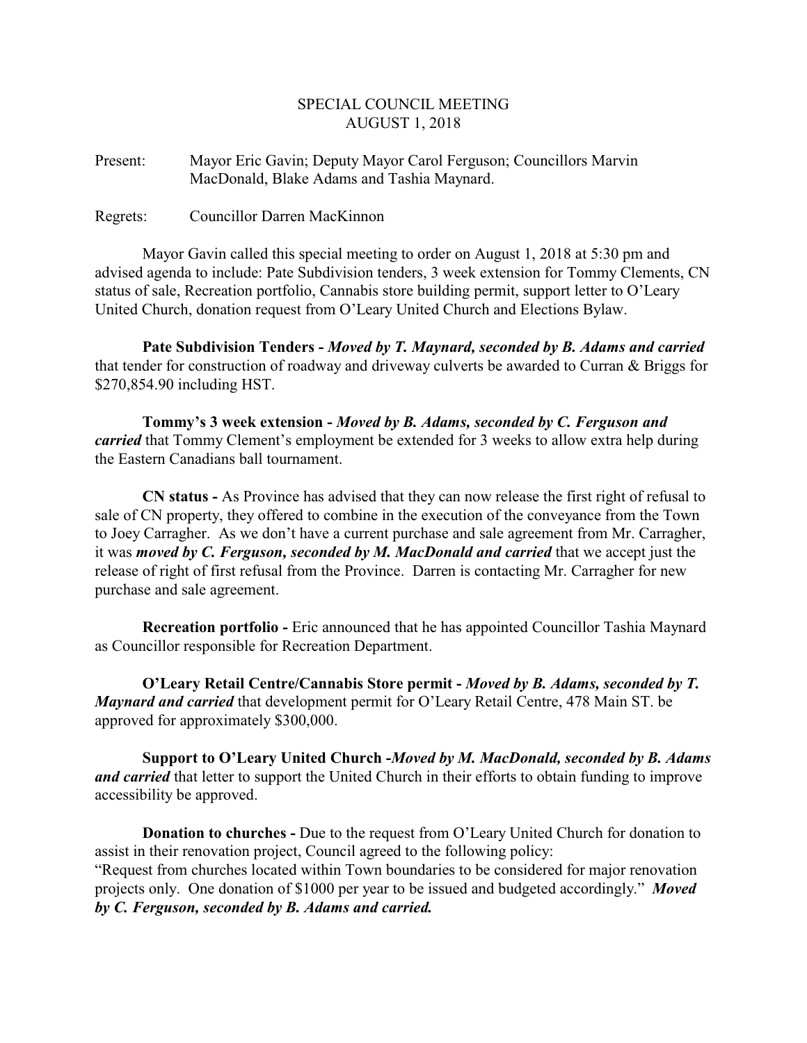SPECIAL COUNCIL MEETING
AUGUST 1, 2018

Present: Mayor Eric Gavin; Deputy Mayor Carol Ferguson; Councillors Marvin MacDonald, Blake Adams and Tashia Maynard.

Regrets: Councillor Darren MacKinnon

Mayor Gavin called this special meeting to order on August 1, 2018 at 5:30 pm and advised agenda to include: Pate Subdivision tenders, 3 week extension for Tommy Clements, CN status of sale, Recreation portfolio, Cannabis store building permit, support letter to O'Leary United Church, donation request from O'Leary United Church and Elections Bylaw.

**Pate Subdivision Tenders -** ***Moved by T. Maynard, seconded by B. Adams and carried*** that tender for construction of roadway and driveway culverts be awarded to Curran & Briggs for $270,854.90 including HST.

**Tommy's 3 week extension -** ***Moved by B. Adams, seconded by C. Ferguson and carried*** that Tommy Clement's employment be extended for 3 weeks to allow extra help during the Eastern Canadians ball tournament.

**CN status -** As Province has advised that they can now release the first right of refusal to sale of CN property, they offered to combine in the execution of the conveyance from the Town to Joey Carragher. As we don't have a current purchase and sale agreement from Mr. Carragher, it was ***moved by C. Ferguson, seconded by M. MacDonald and carried*** that we accept just the release of right of first refusal from the Province. Darren is contacting Mr. Carragher for new purchase and sale agreement.

**Recreation portfolio -** Eric announced that he has appointed Councillor Tashia Maynard as Councillor responsible for Recreation Department.

**O'Leary Retail Centre/Cannabis Store permit -** ***Moved by B. Adams, seconded by T. Maynard and carried*** that development permit for O'Leary Retail Centre, 478 Main ST. be approved for approximately $300,000.

**Support to O'Leary United Church -*****Moved by M. MacDonald, seconded by B. Adams and carried*** that letter to support the United Church in their efforts to obtain funding to improve accessibility be approved.

**Donation to churches -** Due to the request from O'Leary United Church for donation to assist in their renovation project, Council agreed to the following policy:
"Request from churches located within Town boundaries to be considered for major renovation projects only. One donation of $1000 per year to be issued and budgeted accordingly." ***Moved by C. Ferguson, seconded by B. Adams and carried.***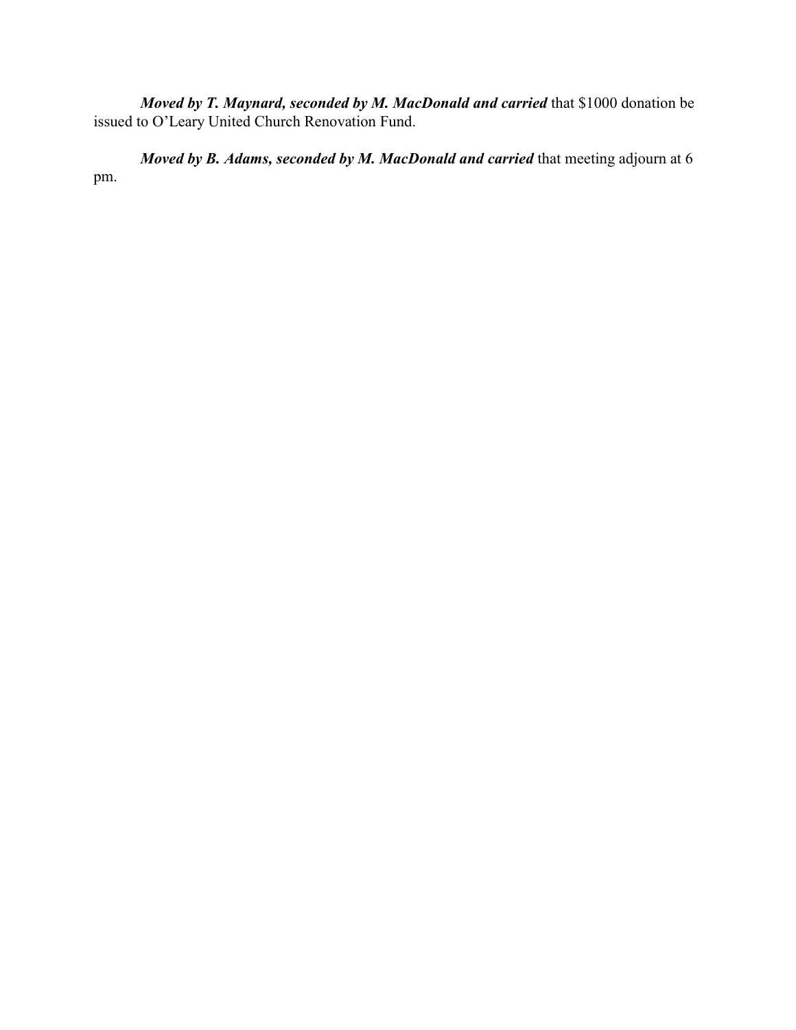***Moved by T. Maynard, seconded by M. MacDonald and carried*** that $1000 donation be issued to O'Leary United Church Renovation Fund.

***Moved by B. Adams, seconded by M. MacDonald and carried*** that meeting adjourn at 6 pm.